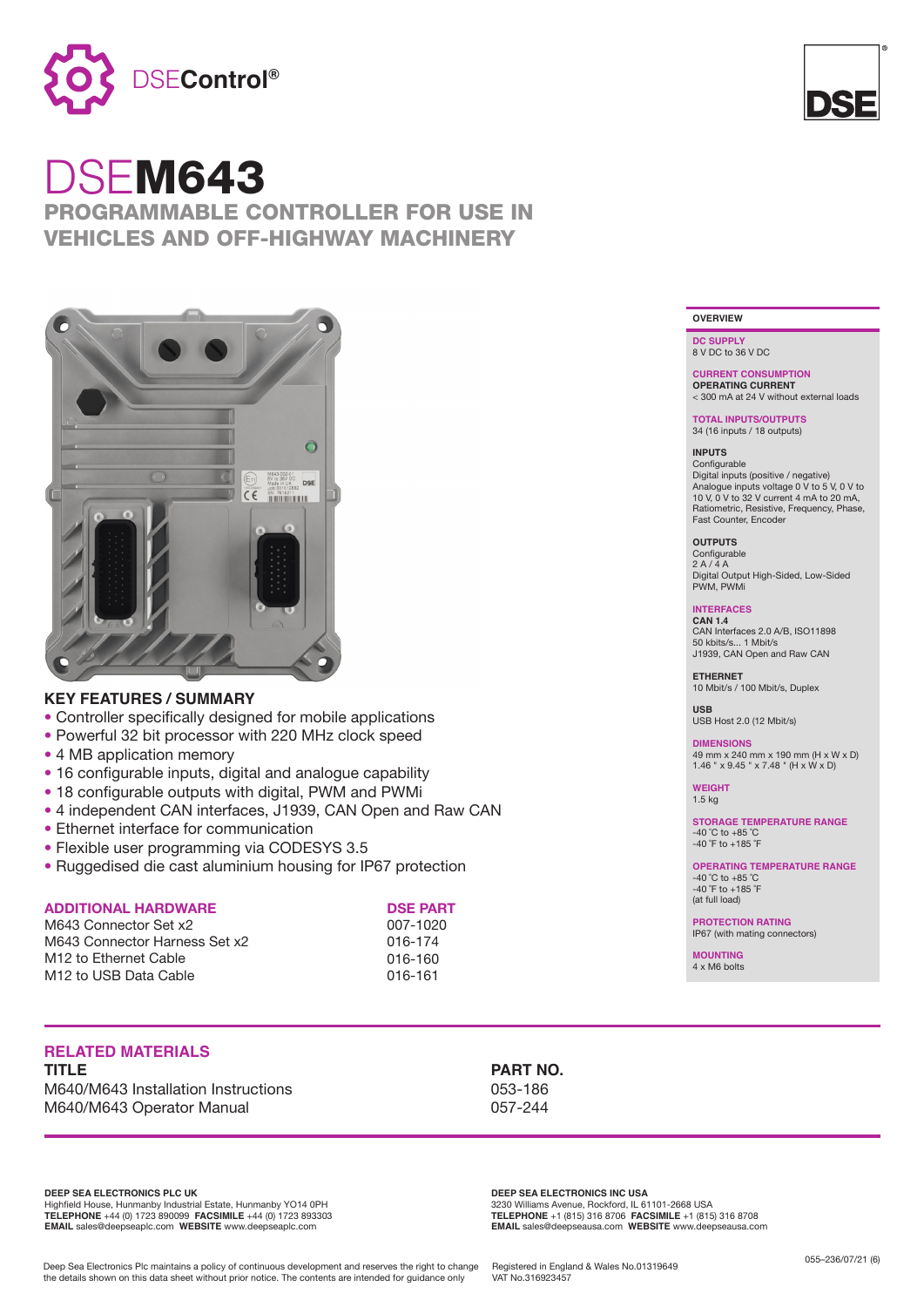# DSEM643

## PROGRAMMABLE CONTROLLER FOR USE IN VEHICLES AND OFF-HIGHWAY MACHINERY

## KEY FEATURES / SUMMARY

- Controller specifically designed for mobile applications
- Powerful 32 bit processor with 220 MHz clock speed
- 4 MB application memory
- 16 configurable inputs, digital and analogue capability
- 18 configurable outputs with digital, PWM and PWMi
- 4 independent CAN interfaces, J1939, CAN Open and Raw CAN
- Ethernet interface for communication
- Flexible user programming via CODESYS 3.5
- Ruggedised die cast aluminium housing for IP67 protection

| ADDITIONAL HARDWARE | DSE PART |
|---|---|
| M643 Connector Set x2 | 007-1020 |
| M643 Connector Harness Set x2 | 016-174 |
| M12 to Ethernet Cable | 016-160 |
| M12 to USB Data Cable | 016-161 |

## OVERVIEW

**DC SUPPLY**
8 V DC to 36 V DC

**CURRENT CONSUMPTION**
**OPERATING CURRENT**
< 300 mA at 24 V without external loads

**TOTAL INPUTS/OUTPUTS**
34 (16 inputs / 18 outputs)

**INPUTS**
Configurable
Digital inputs (positive / negative)
Analogue inputs voltage 0 V to 5 V, 0 V to 10 V, 0 V to 32 V current 4 mA to 20 mA, Ratiometric, Resistive, Frequency, Phase, Fast Counter, Encoder

**OUTPUTS**
Configurable
2 A / 4 A
Digital Output High-Sided, Low-Sided
PWM, PWMi

**INTERFACES**
**CAN 1.4**
CAN Interfaces 2.0 A/B, ISO11898
50 kbits/s... 1 Mbit/s
J1939, CAN Open and Raw CAN

**ETHERNET**
10 Mbit/s / 100 Mbit/s, Duplex

**USB**
USB Host 2.0 (12 Mbit/s)

**DIMENSIONS**
49 mm x 240 mm x 190 mm (H x W x D)
1.46 " x 9.45 " x 7.48 " (H x W x D)

**WEIGHT**
1.5 kg

**STORAGE TEMPERATURE RANGE**
-40 °C to +85 °C
-40 °F to +185 °F

**OPERATING TEMPERATURE RANGE**
-40 °C to +85 °C
-40 °F to +185 °F
(at full load)

**PROTECTION RATING**
IP67 (with mating connectors)

**MOUNTING**
4 x M6 bolts

## RELATED MATERIALS

| TITLE | PART NO. |
|---|---|
| M640/M643 Installation Instructions | 053-186 |
| M640/M643 Operator Manual | 057-244 |

**DEEP SEA ELECTRONICS PLC UK**
Highfield House, Hunmanby Industrial Estate, Hunmanby YO14 0PH
**TELEPHONE** +44 (0) 1723 890099 **FACSIMILE** +44 (0) 1723 893303
**EMAIL** sales@deepseaplc.com **WEBSITE** www.deepseaplc.com

**DEEP SEA ELECTRONICS INC USA**
3230 Williams Avenue, Rockford, IL 61101-2668 USA
**TELEPHONE** +1 (815) 316 8706 **FACSIMILE** +1 (815) 316 8708
**EMAIL** sales@deepseausa.com **WEBSITE** www.deepseausa.com

Deep Sea Electronics Plc maintains a policy of continuous development and reserves the right to change the details shown on this data sheet without prior notice. The contents are intended for guidance only

Registered in England & Wales No.01319649
VAT No.316923457

055–236/07/21 (6)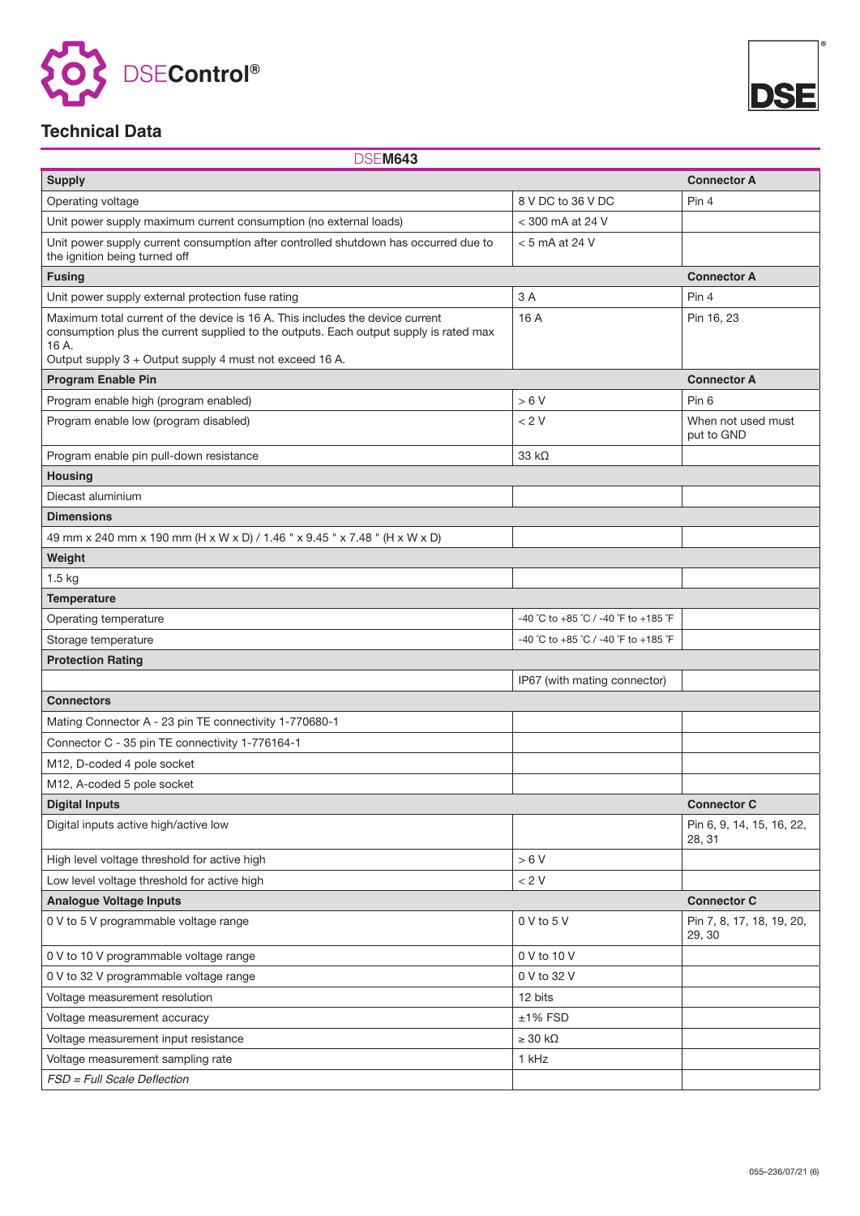# DSEControl®

## Technical Data

### DSEM643

| Supply | | Connector A |
|---|---|---|
| Operating voltage | 8 V DC to 36 V DC | Pin 4 |
| Unit power supply maximum current consumption (no external loads) | < 300 mA at 24 V | |
| Unit power supply current consumption after controlled shutdown has occurred due to the ignition being turned off | < 5 mA at 24 V | |
| **Fusing** | | **Connector A** |
| Unit power supply external protection fuse rating | 3 A | Pin 4 |
| Maximum total current of the device is 16 A. This includes the device current consumption plus the current supplied to the outputs. Each output supply is rated max 16 A. Output supply 3 + Output supply 4 must not exceed 16 A. | 16 A | Pin 16, 23 |
| **Program Enable Pin** | | **Connector A** |
| Program enable high (program enabled) | > 6 V | Pin 6 |
| Program enable low (program disabled) | < 2 V | When not used must put to GND |
| Program enable pin pull-down resistance | 33 kΩ | |
| **Housing** | | |
| Diecast aluminium | | |
| **Dimensions** | | |
| 49 mm x 240 mm x 190 mm (H x W x D) / 1.46 " x 9.45 " x 7.48 " (H x W x D) | | |
| **Weight** | | |
| 1.5 kg | | |
| **Temperature** | | |
| Operating temperature | -40 °C to +85 °C / -40 °F to +185 °F | |
| Storage temperature | -40 °C to +85 °C / -40 °F to +185 °F | |
| **Protection Rating** | | |
| | IP67 (with mating connector) | |
| **Connectors** | | |
| Mating Connector A - 23 pin TE connectivity 1-770680-1 | | |
| Connector C - 35 pin TE connectivity 1-776164-1 | | |
| M12, D-coded 4 pole socket | | |
| M12, A-coded 5 pole socket | | |
| **Digital Inputs** | | **Connector C** |
| Digital inputs active high/active low | | Pin 6, 9, 14, 15, 16, 22, 28, 31 |
| High level voltage threshold for active high | > 6 V | |
| Low level voltage threshold for active high | < 2 V | |
| **Analogue Voltage Inputs** | | **Connector C** |
| 0 V to 5 V programmable voltage range | 0 V to 5 V | Pin 7, 8, 17, 18, 19, 20, 29, 30 |
| 0 V to 10 V programmable voltage range | 0 V to 10 V | |
| 0 V to 32 V programmable voltage range | 0 V to 32 V | |
| Voltage measurement resolution | 12 bits | |
| Voltage measurement accuracy | ±1% FSD | |
| Voltage measurement input resistance | ≥ 30 kΩ | |
| Voltage measurement sampling rate | 1 kHz | |
| *FSD = Full Scale Deflection* | | |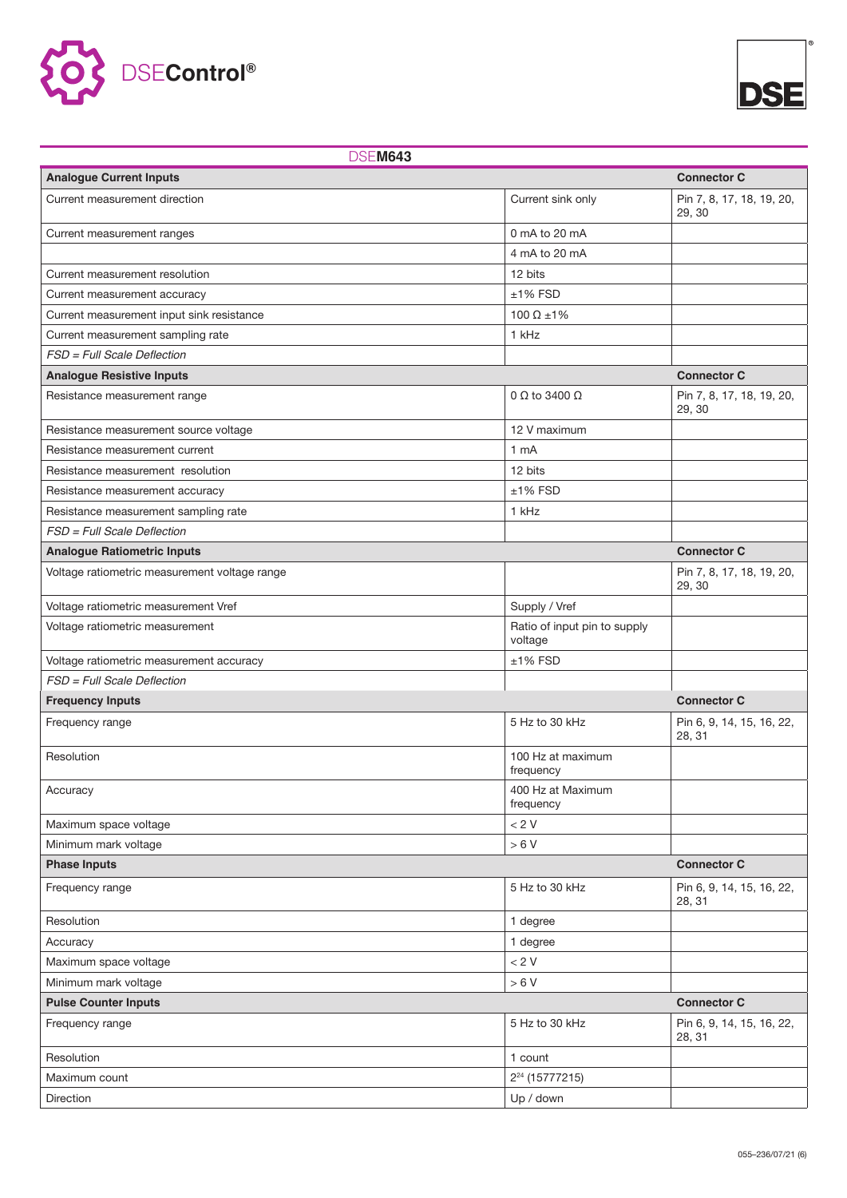## DSEM643

| Analogue Current Inputs | | Connector C |
|---|---|---|
| Current measurement direction | Current sink only | Pin 7, 8, 17, 18, 19, 20, 29, 30 |
| Current measurement ranges | 0 mA to 20 mA | |
| | 4 mA to 20 mA | |
| Current measurement resolution | 12 bits | |
| Current measurement accuracy | ±1% FSD | |
| Current measurement input sink resistance | 100 Ω ±1% | |
| Current measurement sampling rate | 1 kHz | |
| *FSD = Full Scale Deflection* | | |
| **Analogue Resistive Inputs** | | **Connector C** |
| Resistance measurement range | 0 Ω to 3400 Ω | Pin 7, 8, 17, 18, 19, 20, 29, 30 |
| Resistance measurement source voltage | 12 V maximum | |
| Resistance measurement current | 1 mA | |
| Resistance measurement resolution | 12 bits | |
| Resistance measurement accuracy | ±1% FSD | |
| Resistance measurement sampling rate | 1 kHz | |
| *FSD = Full Scale Deflection* | | |
| **Analogue Ratiometric Inputs** | | **Connector C** |
| Voltage ratiometric measurement voltage range | | Pin 7, 8, 17, 18, 19, 20, 29, 30 |
| Voltage ratiometric measurement Vref | Supply / Vref | |
| Voltage ratiometric measurement | Ratio of input pin to supply voltage | |
| Voltage ratiometric measurement accuracy | ±1% FSD | |
| *FSD = Full Scale Deflection* | | |
| **Frequency Inputs** | | **Connector C** |
| Frequency range | 5 Hz to 30 kHz | Pin 6, 9, 14, 15, 16, 22, 28, 31 |
| Resolution | 100 Hz at maximum frequency | |
| Accuracy | 400 Hz at Maximum frequency | |
| Maximum space voltage | < 2 V | |
| Minimum mark voltage | > 6 V | |
| **Phase Inputs** | | **Connector C** |
| Frequency range | 5 Hz to 30 kHz | Pin 6, 9, 14, 15, 16, 22, 28, 31 |
| Resolution | 1 degree | |
| Accuracy | 1 degree | |
| Maximum space voltage | < 2 V | |
| Minimum mark voltage | > 6 V | |
| **Pulse Counter Inputs** | | **Connector C** |
| Frequency range | 5 Hz to 30 kHz | Pin 6, 9, 14, 15, 16, 22, 28, 31 |
| Resolution | 1 count | |
| Maximum count | $2^{24}$ (15777215) | |
| Direction | Up / down | |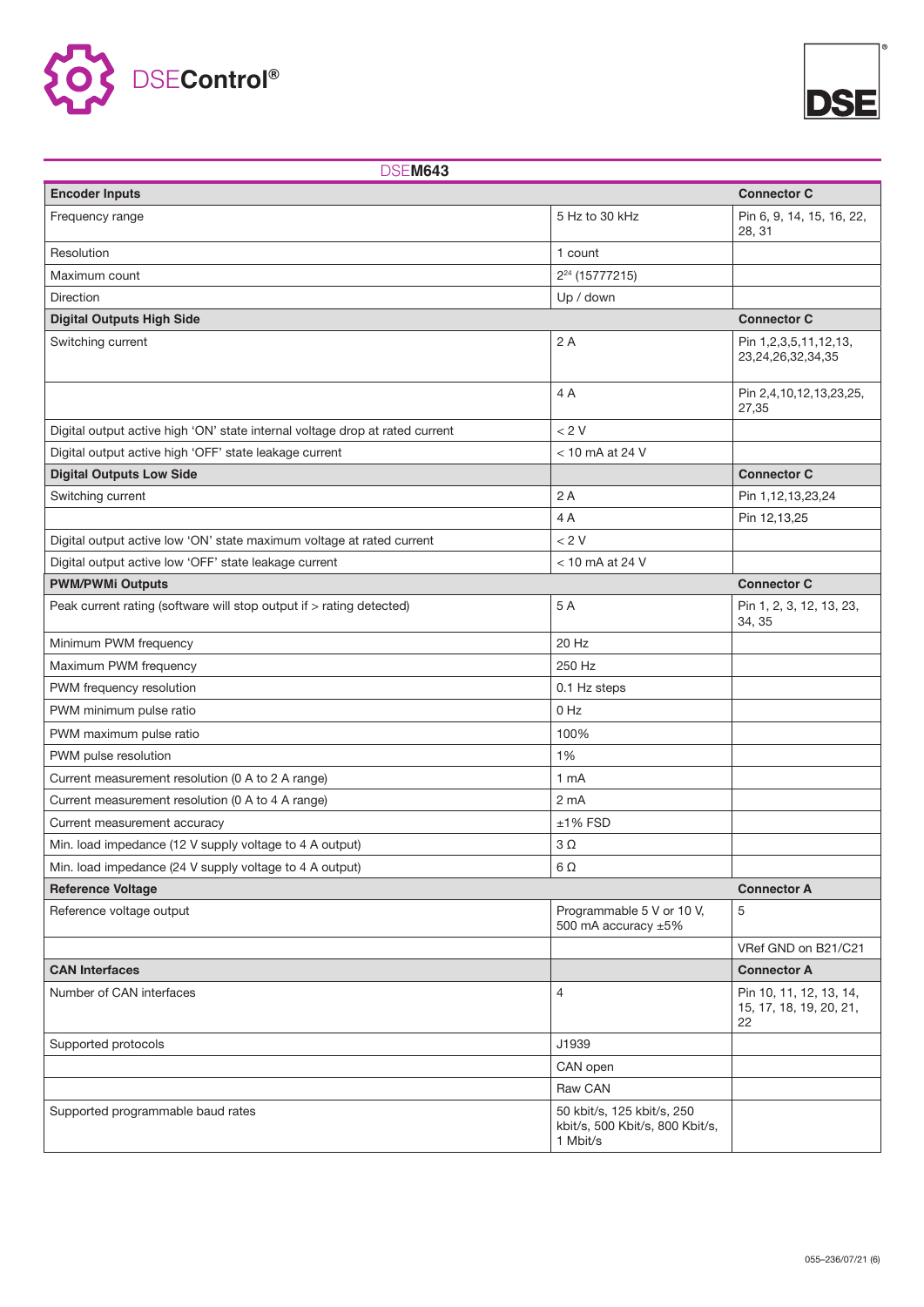## DSEM643

| Encoder Inputs | | Connector C |
|---|---|---|
| Frequency range | 5 Hz to 30 kHz | Pin 6, 9, 14, 15, 16, 22, 28, 31 |
| Resolution | 1 count | |
| Maximum count | $2^{24}$ (15777215) | |
| Direction | Up / down | |
| **Digital Outputs High Side** | | **Connector C** |
| Switching current | 2 A | Pin 1,2,3,5,11,12,13, 23,24,26,32,34,35 |
| | 4 A | Pin 2,4,10,12,13,23,25, 27,35 |
| Digital output active high 'ON' state internal voltage drop at rated current | < 2 V | |
| Digital output active high 'OFF' state leakage current | < 10 mA at 24 V | |
| **Digital Outputs Low Side** | | **Connector C** |
| Switching current | 2 A | Pin 1,12,13,23,24 |
| | 4 A | Pin 12,13,25 |
| Digital output active low 'ON' state maximum voltage at rated current | < 2 V | |
| Digital output active low 'OFF' state leakage current | < 10 mA at 24 V | |
| **PWM/PWMi Outputs** | | **Connector C** |
| Peak current rating (software will stop output if > rating detected) | 5 A | Pin 1, 2, 3, 12, 13, 23, 34, 35 |
| Minimum PWM frequency | 20 Hz | |
| Maximum PWM frequency | 250 Hz | |
| PWM frequency resolution | 0.1 Hz steps | |
| PWM minimum pulse ratio | 0 Hz | |
| PWM maximum pulse ratio | 100% | |
| PWM pulse resolution | 1% | |
| Current measurement resolution (0 A to 2 A range) | 1 mA | |
| Current measurement resolution (0 A to 4 A range) | 2 mA | |
| Current measurement accuracy | ±1% FSD | |
| Min. load impedance (12 V supply voltage to 4 A output) | 3 Ω | |
| Min. load impedance (24 V supply voltage to 4 A output) | 6 Ω | |
| **Reference Voltage** | | **Connector A** |
| Reference voltage output | Programmable 5 V or 10 V, 500 mA accuracy ±5% | 5 |
| | | VRef GND on B21/C21 |
| **CAN Interfaces** | | **Connector A** |
| Number of CAN interfaces | 4 | Pin 10, 11, 12, 13, 14, 15, 17, 18, 19, 20, 21, 22 |
| Supported protocols | J1939 | |
| | CAN open | |
| | Raw CAN | |
| Supported programmable baud rates | 50 kbit/s, 125 kbit/s, 250 kbit/s, 500 Kbit/s, 800 Kbit/s, 1 Mbit/s | |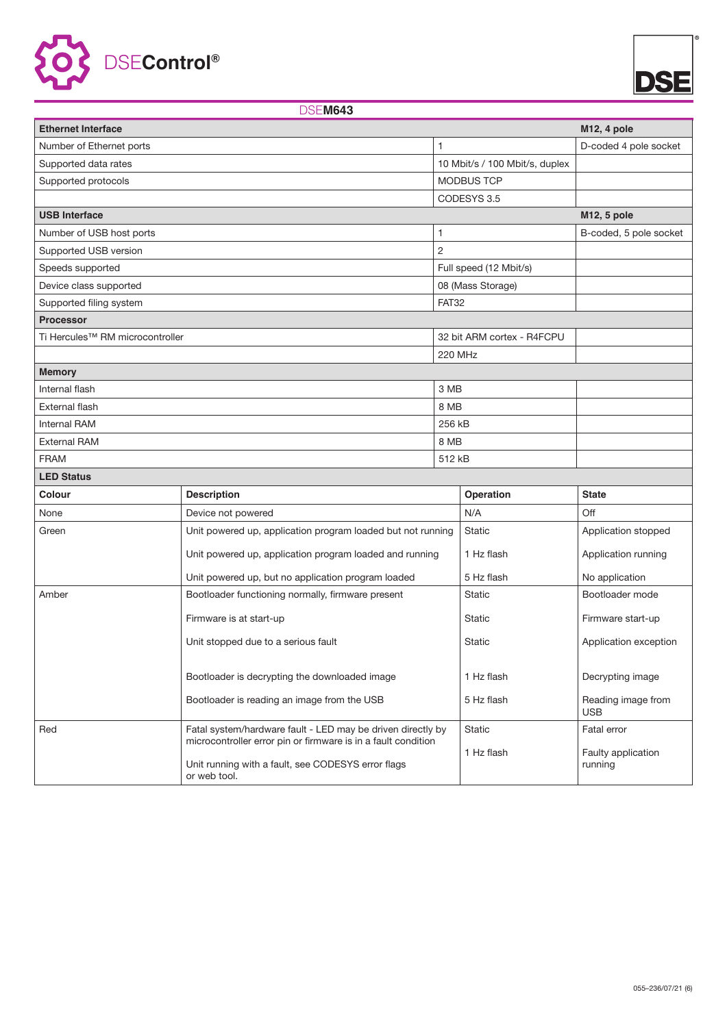DSEControl®

## DSEM643

| Ethernet Interface | | M12, 4 pole |
|---|---|---|
| Number of Ethernet ports | 1 | D-coded 4 pole socket |
| Supported data rates | 10 Mbit/s / 100 Mbit/s, duplex | |
| Supported protocols | MODBUS TCP | |
| | CODESYS 3.5 | |

| USB Interface | | M12, 5 pole |
|---|---|---|
| Number of USB host ports | 1 | B-coded, 5 pole socket |
| Supported USB version | 2 | |
| Speeds supported | Full speed (12 Mbit/s) | |
| Device class supported | 08 (Mass Storage) | |
| Supported filing system | FAT32 | |

| Processor | | |
|---|---|---|
| Ti Hercules™ RM microcontroller | 32 bit ARM cortex - R4FCPU | |
| | 220 MHz | |

| Memory | | |
|---|---|---|
| Internal flash | 3 MB | |
| External flash | 8 MB | |
| Internal RAM | 256 kB | |
| External RAM | 8 MB | |
| FRAM | 512 kB | |

**LED Status**

| Colour | Description | Operation | State |
|---|---|---|---|
| None | Device not powered | N/A | Off |
| Green | Unit powered up, application program loaded but not running | Static | Application stopped |
| | Unit powered up, application program loaded and running | 1 Hz flash | Application running |
| | Unit powered up, but no application program loaded | 5 Hz flash | No application |
| Amber | Bootloader functioning normally, firmware present | Static | Bootloader mode |
| | Firmware is at start-up | Static | Firmware start-up |
| | Unit stopped due to a serious fault | Static | Application exception |
| | Bootloader is decrypting the downloaded image | 1 Hz flash | Decrypting image |
| | Bootloader is reading an image from the USB | 5 Hz flash | Reading image from USB |
| Red | Fatal system/hardware fault - LED may be driven directly by microcontroller error pin or firmware is in a fault condition | Static | Fatal error |
| | Unit running with a fault, see CODESYS error flags or web tool. | 1 Hz flash | Faulty application running |

055–236/07/21 (6)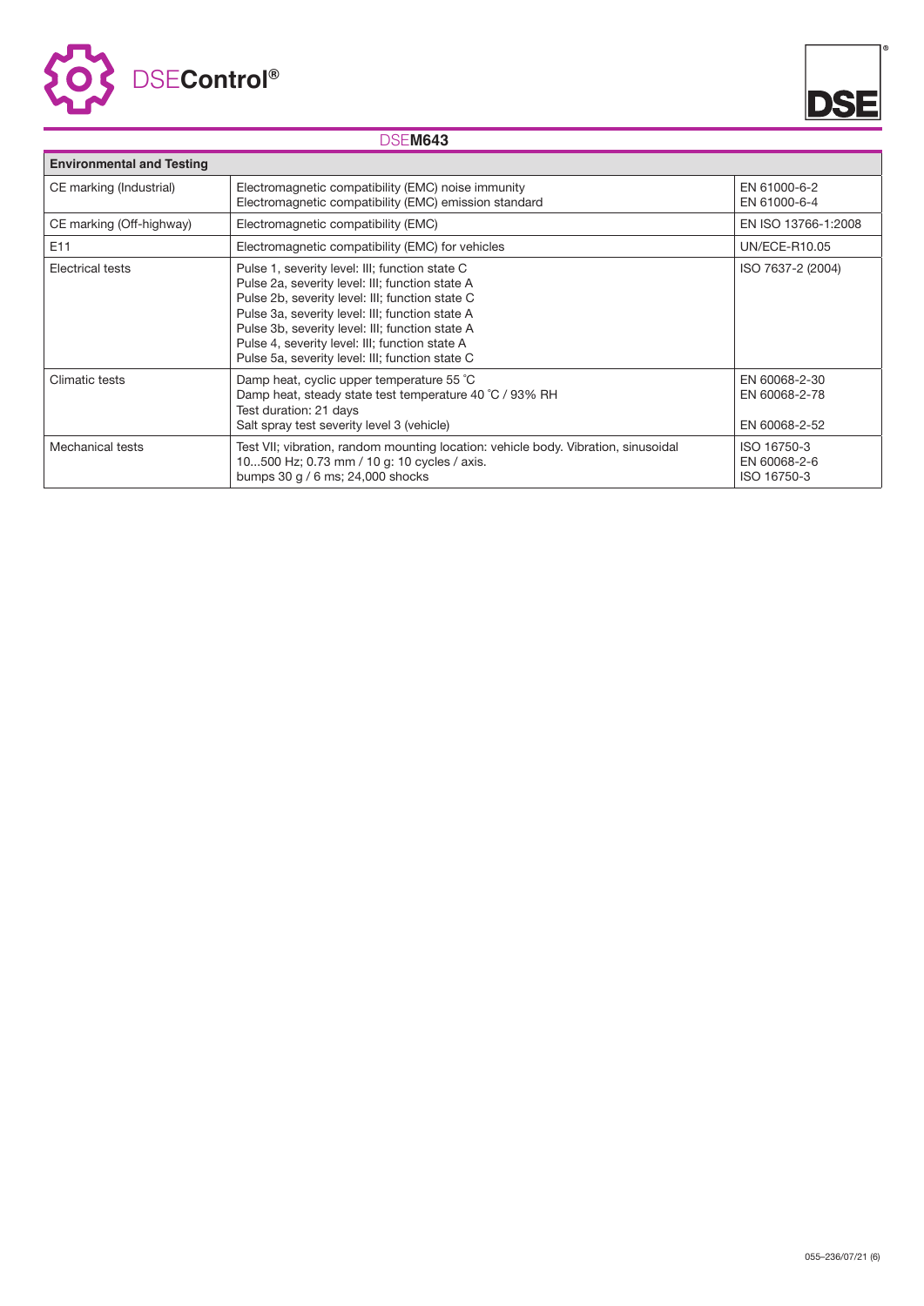## DSEM643

| Environmental and Testing | | |
|---|---|---|
| CE marking (Industrial) | Electromagnetic compatibility (EMC) noise immunity<br>Electromagnetic compatibility (EMC) emission standard | EN 61000-6-2<br>EN 61000-6-4 |
| CE marking (Off-highway) | Electromagnetic compatibility (EMC) | EN ISO 13766-1:2008 |
| E11 | Electromagnetic compatibility (EMC) for vehicles | UN/ECE-R10.05 |
| Electrical tests | Pulse 1, severity level: III; function state C<br>Pulse 2a, severity level: III; function state A<br>Pulse 2b, severity level: III; function state C<br>Pulse 3a, severity level: III; function state A<br>Pulse 3b, severity level: III; function state A<br>Pulse 4, severity level: III; function state A<br>Pulse 5a, severity level: III; function state C | ISO 7637-2 (2004) |
| Climatic tests | Damp heat, cyclic upper temperature 55 °C<br>Damp heat, steady state test temperature 40 °C / 93% RH<br>Test duration: 21 days<br>Salt spray test severity level 3 (vehicle) | EN 60068-2-30<br>EN 60068-2-78<br><br>EN 60068-2-52 |
| Mechanical tests | Test VII; vibration, random mounting location: vehicle body. Vibration, sinusoidal 10...500 Hz; 0.73 mm / 10 g: 10 cycles / axis.<br>bumps 30 g / 6 ms; 24,000 shocks | ISO 16750-3<br>EN 60068-2-6<br>ISO 16750-3 |

055–236/07/21 (6)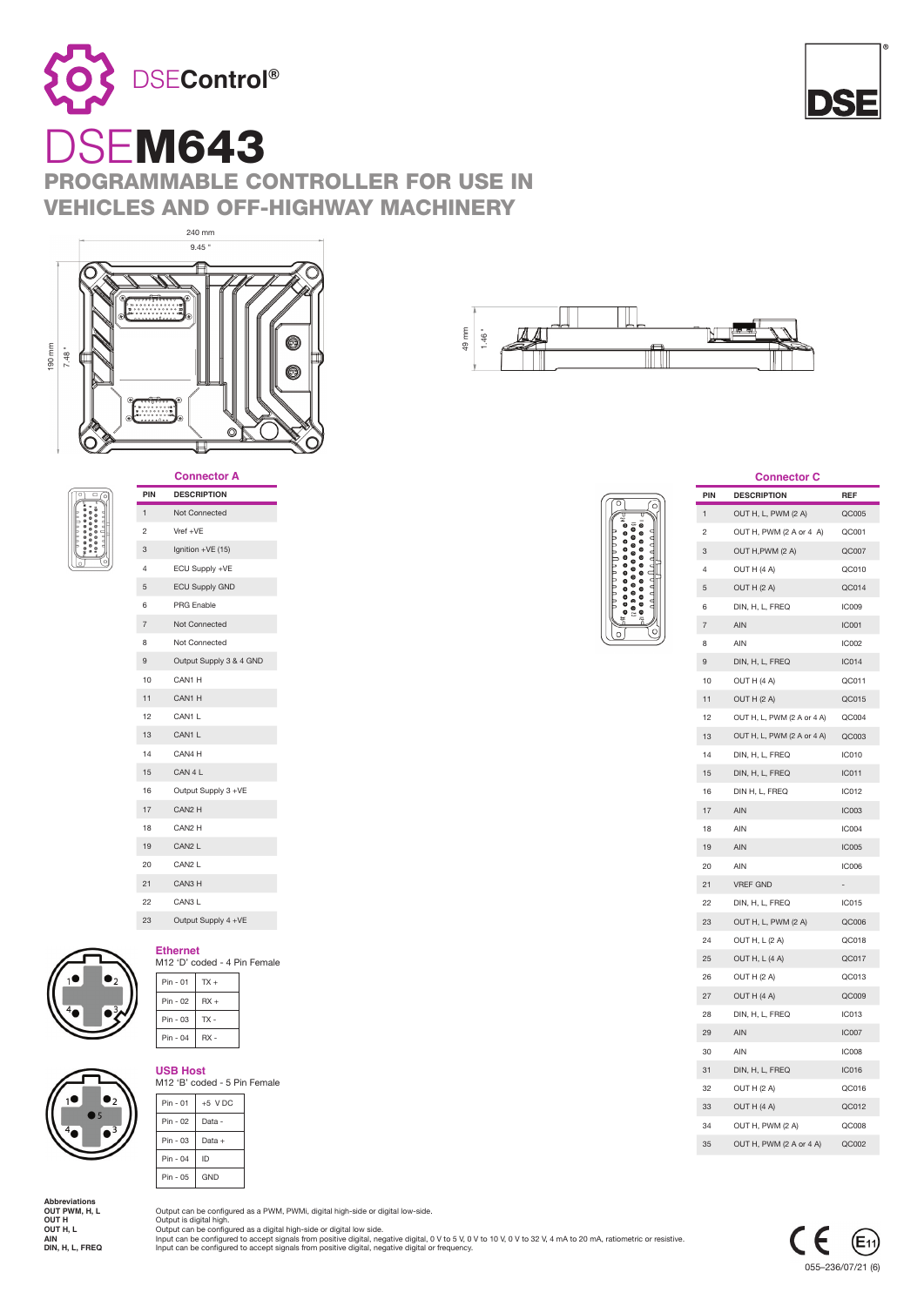# DSEControl®

# DSEM643

## PROGRAMMABLE CONTROLLER FOR USE IN VEHICLES AND OFF-HIGHWAY MACHINERY

240 mm
9.45 "
190 mm
7.48 "
49 mm
1.46 "

### Connector A

| PIN | DESCRIPTION |
|---|---|
| 1 | Not Connected |
| 2 | Vref +VE |
| 3 | Ignition +VE (15) |
| 4 | ECU Supply +VE |
| 5 | ECU Supply GND |
| 6 | PRG Enable |
| 7 | Not Connected |
| 8 | Not Connected |
| 9 | Output Supply 3 & 4 GND |
| 10 | CAN1 H |
| 11 | CAN1 H |
| 12 | CAN1 L |
| 13 | CAN1 L |
| 14 | CAN4 H |
| 15 | CAN 4 L |
| 16 | Output Supply 3 +VE |
| 17 | CAN2 H |
| 18 | CAN2 H |
| 19 | CAN2 L |
| 20 | CAN2 L |
| 21 | CAN3 H |
| 22 | CAN3 L |
| 23 | Output Supply 4 +VE |

### Ethernet

M12 'D' coded - 4 Pin Female

| | |
|---|---|
| Pin - 01 | TX + |
| Pin - 02 | RX + |
| Pin - 03 | TX - |
| Pin - 04 | RX - |

### USB Host

M12 'B' coded - 5 Pin Female

| | |
|---|---|
| Pin - 01 | +5 V DC |
| Pin - 02 | Data - |
| Pin - 03 | Data + |
| Pin - 04 | ID |
| Pin - 05 | GND |

### Connector C

| PIN | DESCRIPTION | REF |
|---|---|---|
| 1 | OUT H, L, PWM (2 A) | QC005 |
| 2 | OUT H, PWM (2 A or 4 A) | QC001 |
| 3 | OUT H,PWM (2 A) | QC007 |
| 4 | OUT H (4 A) | QC010 |
| 5 | OUT H (2 A) | QC014 |
| 6 | DIN, H, L, FREQ | IC009 |
| 7 | AIN | IC001 |
| 8 | AIN | IC002 |
| 9 | DIN, H, L, FREQ | IC014 |
| 10 | OUT H (4 A) | QC011 |
| 11 | OUT H (2 A) | QC015 |
| 12 | OUT H, L, PWM (2 A or 4 A) | QC004 |
| 13 | OUT H, L, PWM (2 A or 4 A) | QC003 |
| 14 | DIN, H, L, FREQ | IC010 |
| 15 | DIN, H, L, FREQ | IC011 |
| 16 | DIN H, L, FREQ | IC012 |
| 17 | AIN | IC003 |
| 18 | AIN | IC004 |
| 19 | AIN | IC005 |
| 20 | AIN | IC006 |
| 21 | VREF GND | - |
| 22 | DIN, H, L, FREQ | IC015 |
| 23 | OUT H, L, PWM (2 A) | QC006 |
| 24 | OUT H, L (2 A) | QC018 |
| 25 | OUT H, L (4 A) | QC017 |
| 26 | OUT H (2 A) | QC013 |
| 27 | OUT H (4 A) | QC009 |
| 28 | DIN, H, L, FREQ | IC013 |
| 29 | AIN | IC007 |
| 30 | AIN | IC008 |
| 31 | DIN, H, L, FREQ | IC016 |
| 32 | OUT H (2 A) | QC016 |
| 33 | OUT H (4 A) | QC012 |
| 34 | OUT H, PWM (2 A) | QC008 |
| 35 | OUT H, PWM (2 A or 4 A) | QC002 |

**Abbreviations**

**OUT PWM, H, L** Output can be configured as a PWM, PWMi, digital high-side or digital low-side.
**OUT H** Output is digital high.
**OUT H, L** Output can be configured as a digital high-side or digital low side.
**AIN** Input can be configured to accept signals from positive digital, negative digital, 0 V to 5 V, 0 V to 10 V, 0 V to 32 V, 4 mA to 20 mA, ratiometric or resistive.
**DIN, H, L, FREQ** Input can be configured to accept signals from positive digital, negative digital or frequency.

055–236/07/21 (6)